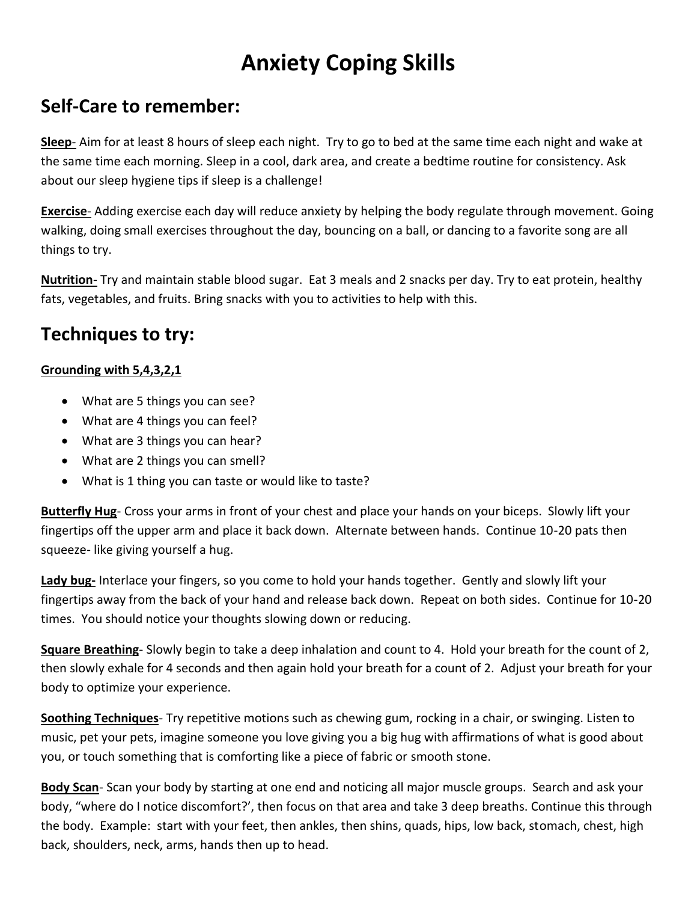# Anxiety Coping Skills

## Self-Care to remember:

**Sleep**- Aim for at least 8 hours of sleep each night. Try to go to bed at the same time each night and wake at the same time each morning. Sleep in a cool, dark area, and create a bedtime routine for consistency. Ask about our sleep hygiene tips if sleep is a challenge!

**Exercise**- Adding exercise each day will reduce anxiety by helping the body regulate through movement. Going walking, doing small exercises throughout the day, bouncing on a ball, or dancing to a favorite song are all things to try.

**Nutrition**- Try and maintain stable blood sugar. Eat 3 meals and 2 snacks per day. Try to eat protein, healthy fats, vegetables, and fruits. Bring snacks with you to activities to help with this.

## Techniques to try:

**Grounding with 5,4,3,2,1**

- What are 5 things you can see?
- What are 4 things you can feel?
- What are 3 things you can hear?
- What are 2 things you can smell?
- What is 1 thing you can taste or would like to taste?

**Butterfly Hug**- Cross your arms in front of your chest and place your hands on your biceps. Slowly lift your fingertips off the upper arm and place it back down. Alternate between hands. Continue 10-20 pats then squeeze- like giving yourself a hug.

**Lady bug-** Interlace your fingers, so you come to hold your hands together. Gently and slowly lift your fingertips away from the back of your hand and release back down. Repeat on both sides. Continue for 10-20 times. You should notice your thoughts slowing down or reducing.

**Square Breathing**- Slowly begin to take a deep inhalation and count to 4. Hold your breath for the count of 2, then slowly exhale for 4 seconds and then again hold your breath for a count of 2. Adjust your breath for your body to optimize your experience.

**Soothing Techniques**- Try repetitive motions such as chewing gum, rocking in a chair, or swinging. Listen to music, pet your pets, imagine someone you love giving you a big hug with affirmations of what is good about you, or touch something that is comforting like a piece of fabric or smooth stone.

**Body Scan**- Scan your body by starting at one end and noticing all major muscle groups. Search and ask your body, "where do I notice discomfort?', then focus on that area and take 3 deep breaths. Continue this through the body. Example: start with your feet, then ankles, then shins, quads, hips, low back, stomach, chest, high back, shoulders, neck, arms, hands then up to head.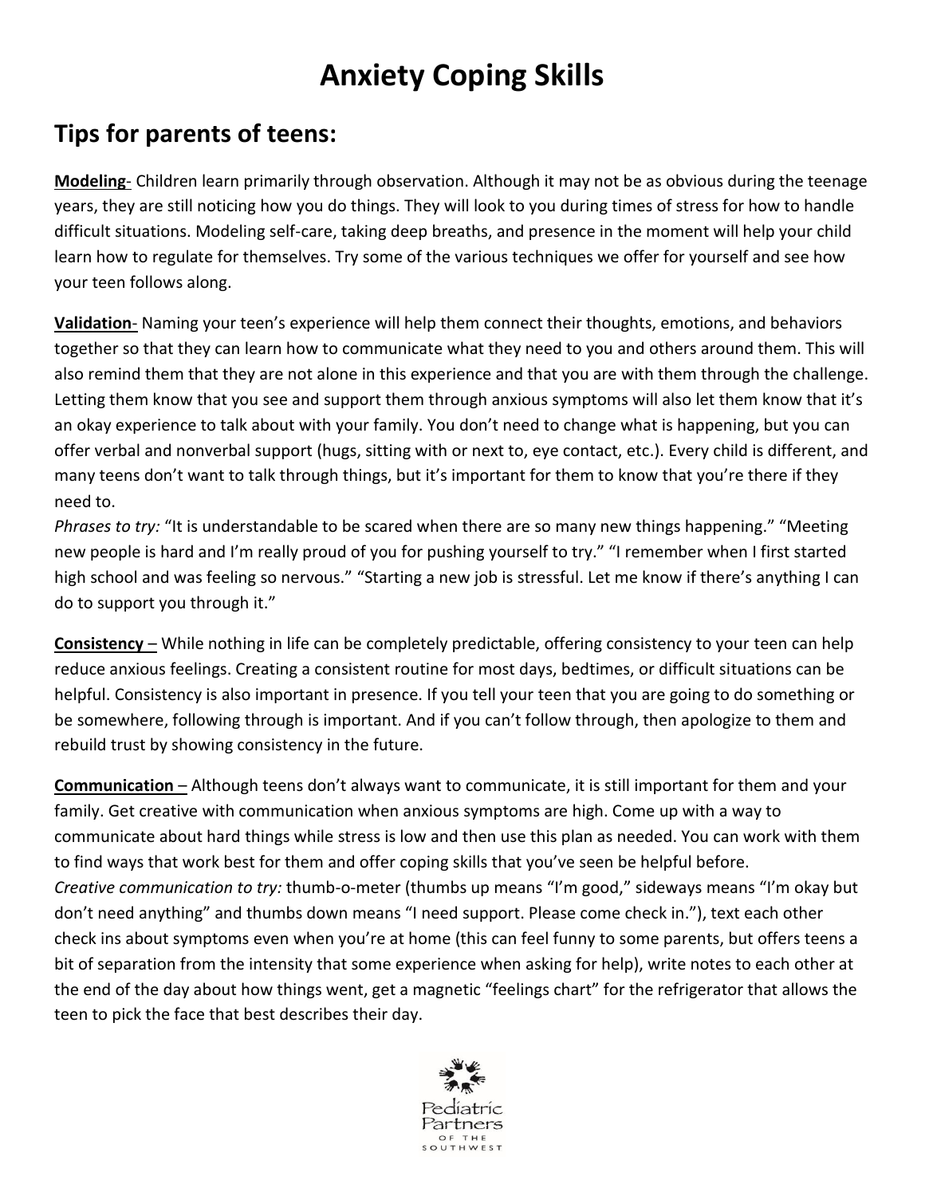# Anxiety Coping Skills

## Tips for parents of teens:

**Modeling**- Children learn primarily through observation. Although it may not be as obvious during the teenage years, they are still noticing how you do things. They will look to you during times of stress for how to handle difficult situations. Modeling self-care, taking deep breaths, and presence in the moment will help your child learn how to regulate for themselves. Try some of the various techniques we offer for yourself and see how your teen follows along.

**Validation**- Naming your teen's experience will help them connect their thoughts, emotions, and behaviors together so that they can learn how to communicate what they need to you and others around them. This will also remind them that they are not alone in this experience and that you are with them through the challenge. Letting them know that you see and support them through anxious symptoms will also let them know that it's an okay experience to talk about with your family. You don't need to change what is happening, but you can offer verbal and nonverbal support (hugs, sitting with or next to, eye contact, etc.). Every child is different, and many teens don't want to talk through things, but it's important for them to know that you're there if they need to.

*Phrases to try:* "It is understandable to be scared when there are so many new things happening." "Meeting new people is hard and I'm really proud of you for pushing yourself to try." "I remember when I first started high school and was feeling so nervous." "Starting a new job is stressful. Let me know if there's anything I can do to support you through it."

**Consistency** – While nothing in life can be completely predictable, offering consistency to your teen can help reduce anxious feelings. Creating a consistent routine for most days, bedtimes, or difficult situations can be helpful. Consistency is also important in presence. If you tell your teen that you are going to do something or be somewhere, following through is important. And if you can't follow through, then apologize to them and rebuild trust by showing consistency in the future.

**Communication** – Although teens don't always want to communicate, it is still important for them and your family. Get creative with communication when anxious symptoms are high. Come up with a way to communicate about hard things while stress is low and then use this plan as needed. You can work with them to find ways that work best for them and offer coping skills that you've seen be helpful before.

*Creative communication to try:* thumb-o-meter (thumbs up means "I'm good," sideways means "I'm okay but don't need anything" and thumbs down means "I need support. Please come check in."), text each other check ins about symptoms even when you're at home (this can feel funny to some parents, but offers teens a bit of separation from the intensity that some experience when asking for help), write notes to each other at the end of the day about how things went, get a magnetic "feelings chart" for the refrigerator that allows the teen to pick the face that best describes their day.

Pediatric Partners of the Southwest